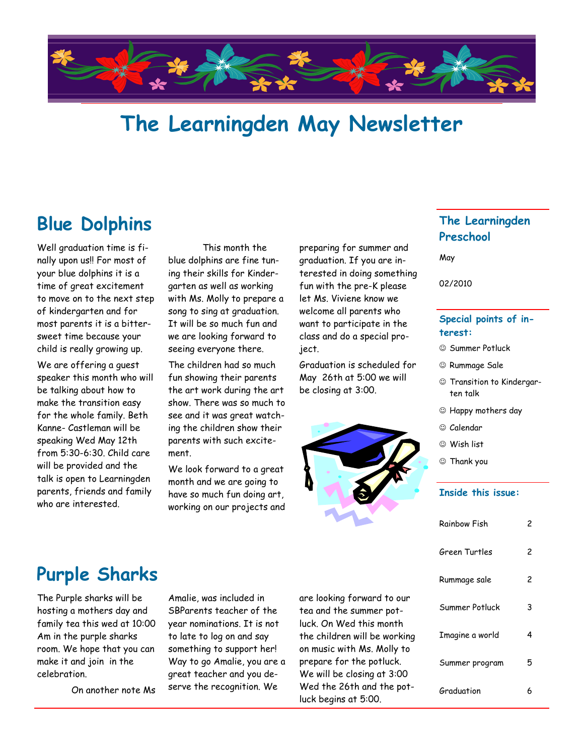# The Learningden May Newsletter

## Blue Dolphins

Well graduation time is finally upon us!! For most of your blue dolphins it is a time of great excitement to move on to the next step of kindergarten and for most parents it is a bittersweet time because your child is really growing up.

We are offering a guest speaker this month who will be talking about how to make the transition easy for the whole family. Beth Kanne- Castleman will be speaking Wed May 12th from 5:30-6:30. Child care will be provided and the talk is open to Learningden parents, friends and family who are interested.

This month the blue dolphins are fine tuning their skills for Kindergarten as well as working with Ms. Molly to prepare a song to sing at graduation. It will be so much fun and we are looking forward to seeing everyone there.

The children had so much fun showing their parents the art work during the art show. There was so much to see and it was great watching the children show their parents with such excitement.

We look forward to a great month and we are going to have so much fun doing art, working on our projects and preparing for summer and graduation. If you are interested in doing something fun with the pre-K please let Ms. Viviene know we welcome all parents who want to participate in the class and do a special project.

Graduation is scheduled for May 26th at 5:00 we will be closing at 3:00.

## Purple Sharks

The Purple sharks will be hosting a mothers day and family tea this wed at 10:00 Am in the purple sharks room. We hope that you can make it and join in the celebration.

On another note Ms Amalie, was included in SBParents teacher of the year nominations. It is not to late to log on and say something to support her! Way to go Amalie, you are a great teacher and you deserve the recognition. We are looking forward to our tea and the summer potluck. On Wed this month the children will be working on music with Ms. Molly to prepare for the potluck. We will be closing at 3:00 Wed the 26th and the potluck begins at 5:00.

### The Learningden Preschool

May

02/2010

### Special points of interest:

- ☺ Summer Potluck
- ☺ Rummage Sale
- ☺ Transition to Kindergarten talk
- ☺ Happy mothers day
- ☺ Calendar
- ☺ Wish list
- ☺ Thank you

### Inside this issue:

| | |
|---|---|
| Rainbow Fish | 2 |
| Green Turtles | 2 |
| Rummage sale | 2 |
| Summer Potluck | 3 |
| Imagine a world | 4 |
| Summer program | 5 |
| Graduation | 6 |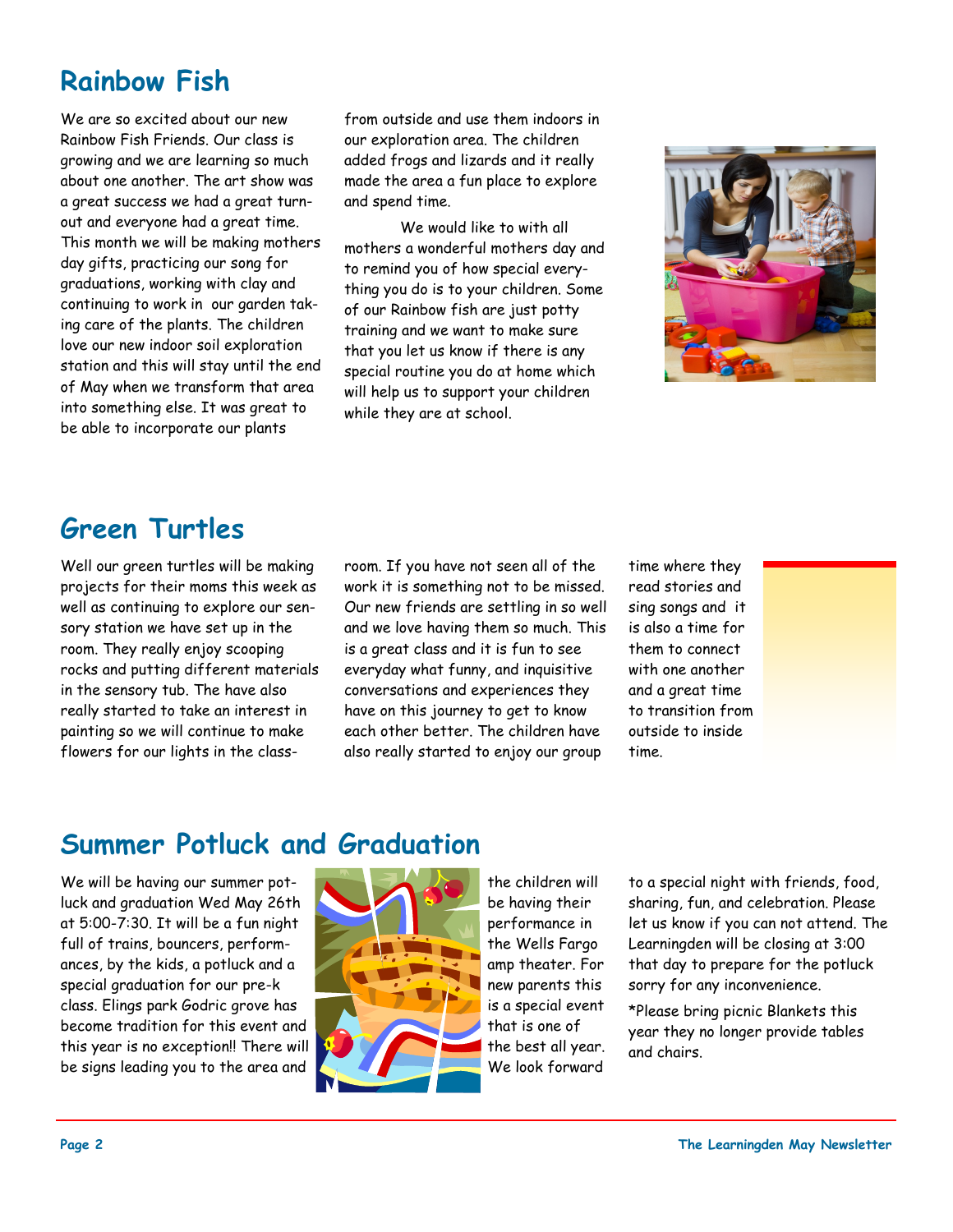## Rainbow Fish

We are so excited about our new Rainbow Fish Friends. Our class is growing and we are learning so much about one another. The art show was a great success we had a great turn-out and everyone had a great time. This month we will be making mothers day gifts, practicing our song for graduations, working with clay and continuing to work in our garden taking care of the plants. The children love our new indoor soil exploration station and this will stay until the end of May when we transform that area into something else. It was great to be able to incorporate our plants from outside and use them indoors in our exploration area. The children added frogs and lizards and it really made the area a fun place to explore and spend time.

We would like to with all mothers a wonderful mothers day and to remind you of how special everything you do is to your children. Some of our Rainbow fish are just potty training and we want to make sure that you let us know if there is any special routine you do at home which will help us to support your children while they are at school.

## Green Turtles

Well our green turtles will be making projects for their moms this week as well as continuing to explore our sensory station we have set up in the room. They really enjoy scooping rocks and putting different materials in the sensory tub. The have also really started to take an interest in painting so we will continue to make flowers for our lights in the classroom. If you have not seen all of the work it is something not to be missed. Our new friends are settling in so well and we love having them so much. This is a great class and it is fun to see everyday what funny, and inquisitive conversations and experiences they have on this journey to get to know each other better. The children have also really started to enjoy our group time where they read stories and sing songs and it is also a time for them to connect with one another and a great time to transition from outside to inside time.

## Summer Potluck and Graduation

We will be having our summer potluck and graduation Wed May 26th at 5:00-7:30. It will be a fun night full of trains, bouncers, performances, by the kids, a potluck and a special graduation for our pre-k class. Elings park Godric grove has become tradition for this event and this year is no exception!! There will be signs leading you to the area and the children will be having their performance in the Wells Fargo amp theater. For new parents this is a special event that is one of the best all year. We look forward to a special night with friends, food, sharing, fun, and celebration. Please let us know if you can not attend. The Learningden will be closing at 3:00 that day to prepare for the potluck sorry for any inconvenience.

*Please bring picnic Blankets this year they no longer provide tables and chairs.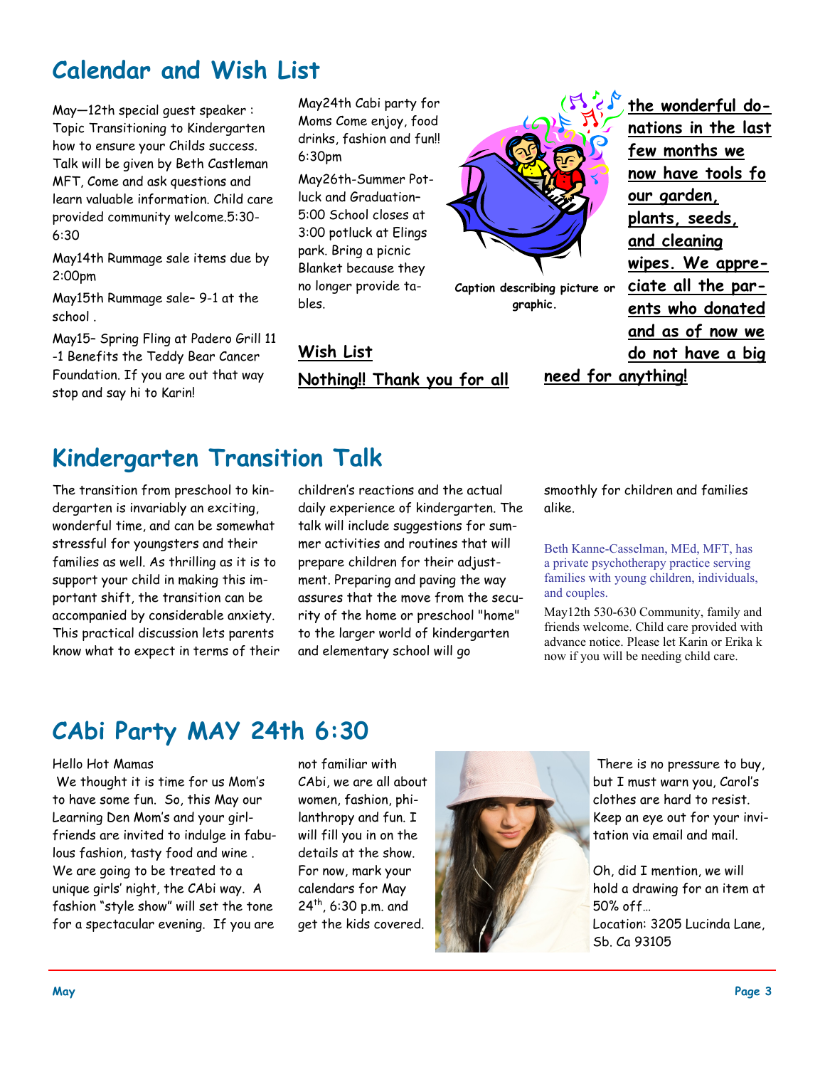## Calendar and Wish List

May—12th special guest speaker : Topic Transitioning to Kindergarten how to ensure your Childs success. Talk will be given by Beth Castleman MFT, Come and ask questions and learn valuable information. Child care provided community welcome.5:30-6:30

May14th Rummage sale items due by 2:00pm

May15th Rummage sale– 9-1 at the school .

May15– Spring Fling at Padero Grill 11-1 Benefits the Teddy Bear Cancer Foundation. If you are out that way stop and say hi to Karin!

May24th Cabi party for Moms Come enjoy, food drinks, fashion and fun!! 6:30pm

May26th-Summer Potluck and Graduation– 5:00 School closes at 3:00 potluck at Elings park. Bring a picnic Blanket because they no longer provide tables.

Caption describing picture or graphic.

**Wish List**

**Nothing!! Thank you for all the wonderful donations in the last few months we now have tools fo our garden, plants, seeds, and cleaning wipes. We appreciate all the parents who donated and as of now we do not have a big need for anything!**

## Kindergarten Transition Talk

The transition from preschool to kindergarten is invariably an exciting, wonderful time, and can be somewhat stressful for youngsters and their families as well. As thrilling as it is to support your child in making this important shift, the transition can be accompanied by considerable anxiety. This practical discussion lets parents know what to expect in terms of their children's reactions and the actual daily experience of kindergarten. The talk will include suggestions for summer activities and routines that will prepare children for their adjustment. Preparing and paving the way assures that the move from the security of the home or preschool "home" to the larger world of kindergarten and elementary school will go smoothly for children and families alike.

Beth Kanne-Casselman, MEd, MFT, has a private psychotherapy practice serving families with young children, individuals, and couples.

May12th 530-630 Community, family and friends welcome. Child care provided with advance notice. Please let Karin or Erika k now if you will be needing child care.

## CAbi Party MAY 24th 6:30

Hello Hot Mamas

We thought it is time for us Mom's to have some fun. So, this May our Learning Den Mom's and your girlfriends are invited to indulge in fabulous fashion, tasty food and wine . We are going to be treated to a unique girls' night, the CAbi way. A fashion "style show" will set the tone for a spectacular evening. If you are not familiar with CAbi, we are all about women, fashion, philanthropy and fun. I will fill you in on the details at the show. For now, mark your calendars for May 24th, 6:30 p.m. and get the kids covered.

There is no pressure to buy, but I must warn you, Carol's clothes are hard to resist. Keep an eye out for your invitation via email and mail.

Oh, did I mention, we will hold a drawing for an item at 50% off…

Location: 3205 Lucinda Lane, Sb. Ca 93105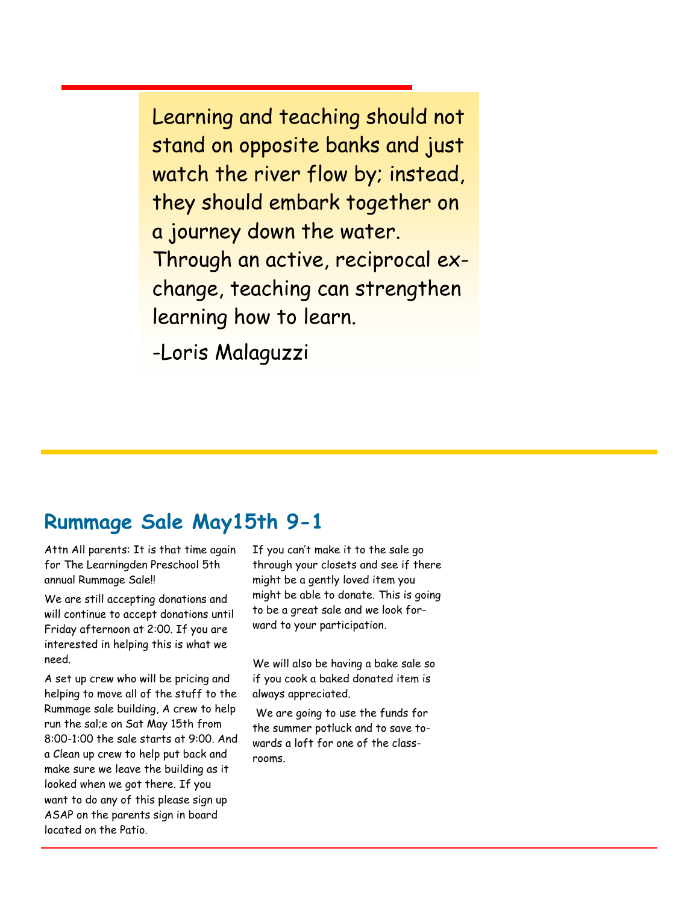Learning and teaching should not stand on opposite banks and just watch the river flow by; instead, they should embark together on a journey down the water. Through an active, reciprocal exchange, teaching can strengthen learning how to learn.

-Loris Malaguzzi

## Rummage Sale May15th 9-1

Attn All parents: It is that time again for The Learningden Preschool 5th annual Rummage Sale!!

We are still accepting donations and will continue to accept donations until Friday afternoon at 2:00. If you are interested in helping this is what we need.

A set up crew who will be pricing and helping to move all of the stuff to the Rummage sale building, A crew to help run the sal;e on Sat May 15th from 8:00-1:00 the sale starts at 9:00. And a Clean up crew to help put back and make sure we leave the building as it looked when we got there. If you want to do any of this please sign up ASAP on the parents sign in board located on the Patio.

If you can't make it to the sale go through your closets and see if there might be a gently loved item you might be able to donate. This is going to be a great sale and we look forward to your participation.

We will also be having a bake sale so if you cook a baked donated item is always appreciated.

We are going to use the funds for the summer potluck and to save towards a loft for one of the classrooms.